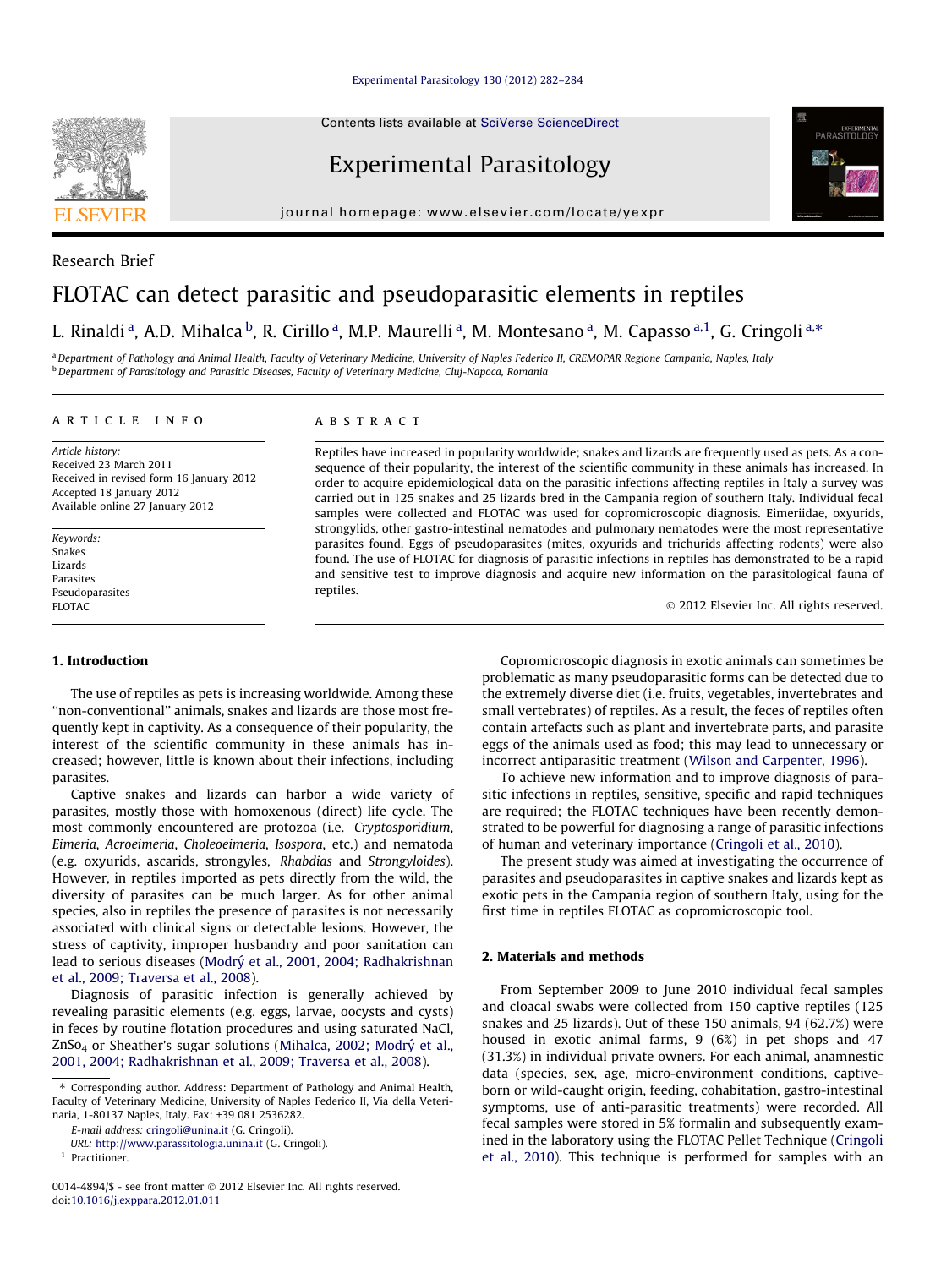Research Brief

# FLOTAC can detect parasitic and pseudoparasitic elements in reptiles

L. Rinaldi [a], A.D. Mihalca [b], R. Cirillo [a], M.P. Maurelli [a], M. Montesano [a], M. Capasso [a,1], G. Cringoli [a,*]

[a] Department of Pathology and Animal Health, Faculty of Veterinary Medicine, University of Naples Federico II, CREMOPAR Regione Campania, Naples, Italy
[b] Department of Parasitology and Parasitic Diseases, Faculty of Veterinary Medicine, Cluj-Napoca, Romania

**ARTICLE INFO**

*Article history:*
Received 23 March 2011
Received in revised form 16 January 2012
Accepted 18 January 2012
Available online 27 January 2012

*Keywords:*
Snakes
Lizards
Parasites
Pseudoparasites
FLOTAC

**ABSTRACT**

Reptiles have increased in popularity worldwide; snakes and lizards are frequently used as pets. As a consequence of their popularity, the interest of the scientific community in these animals has increased. In order to acquire epidemiological data on the parasitic infections affecting reptiles in Italy a survey was carried out in 125 snakes and 25 lizards bred in the Campania region of southern Italy. Individual fecal samples were collected and FLOTAC was used for copromicroscopic diagnosis. Eimeriidae, oxyurids, strongylids, other gastro-intestinal nematodes and pulmonary nematodes were the most representative parasites found. Eggs of pseudoparasites (mites, oxyurids and trichurids affecting rodents) were also found. The use of FLOTAC for diagnosis of parasitic infections in reptiles has demonstrated to be a rapid and sensitive test to improve diagnosis and acquire new information on the parasitological fauna of reptiles.

© 2012 Elsevier Inc. All rights reserved.

## 1. Introduction

The use of reptiles as pets is increasing worldwide. Among these "non-conventional" animals, snakes and lizards are those most frequently kept in captivity. As a consequence of their popularity, the interest of the scientific community in these animals has increased; however, little is known about their infections, including parasites.

Captive snakes and lizards can harbor a wide variety of parasites, mostly those with homoxenous (direct) life cycle. The most commonly encountered are protozoa (i.e. *Cryptosporidium*, *Eimeria*, *Acroeimeria*, *Choleoeimeria*, *Isospora*, etc.) and nematoda (e.g. oxyurids, ascarids, strongyles, *Rhabdias* and *Strongyloides*). However, in reptiles imported as pets directly from the wild, the diversity of parasites can be much larger. As for other animal species, also in reptiles the presence of parasites is not necessarily associated with clinical signs or detectable lesions. However, the stress of captivity, improper husbandry and poor sanitation can lead to serious diseases (Modrý et al., 2001, 2004; Radhakrishnan et al., 2009; Traversa et al., 2008).

Diagnosis of parasitic infection is generally achieved by revealing parasitic elements (e.g. eggs, larvae, oocysts and cysts) in feces by routine flotation procedures and using saturated NaCl, $ZnSo_4$ or Sheather's sugar solutions (Mihalca, 2002; Modrý et al., 2001, 2004; Radhakrishnan et al., 2009; Traversa et al., 2008).

Copromicroscopic diagnosis in exotic animals can sometimes be problematic as many pseudoparasitic forms can be detected due to the extremely diverse diet (i.e. fruits, vegetables, invertebrates and small vertebrates) of reptiles. As a result, the feces of reptiles often contain artefacts such as plant and invertebrate parts, and parasite eggs of the animals used as food; this may lead to unnecessary or incorrect antiparasitic treatment (Wilson and Carpenter, 1996).

To achieve new information and to improve diagnosis of parasitic infections in reptiles, sensitive, specific and rapid techniques are required; the FLOTAC techniques have been recently demonstrated to be powerful for diagnosing a range of parasitic infections of human and veterinary importance (Cringoli et al., 2010).

The present study was aimed at investigating the occurrence of parasites and pseudoparasites in captive snakes and lizards kept as exotic pets in the Campania region of southern Italy, using for the first time in reptiles FLOTAC as copromicroscopic tool.

## 2. Materials and methods

From September 2009 to June 2010 individual fecal samples and cloacal swabs were collected from 150 captive reptiles (125 snakes and 25 lizards). Out of these 150 animals, 94 (62.7%) were housed in exotic animal farms, 9 (6%) in pet shops and 47 (31.3%) in individual private owners. For each animal, anamnestic data (species, sex, age, micro-environment conditions, captive-born or wild-caught origin, feeding, cohabitation, gastro-intestinal symptoms, use of anti-parasitic treatments) were recorded. All fecal samples were stored in 5% formalin and subsequently examined in the laboratory using the FLOTAC Pellet Technique (Cringoli et al., 2010). This technique is performed for samples with an

* Corresponding author. Address: Department of Pathology and Animal Health, Faculty of Veterinary Medicine, University of Naples Federico II, Via della Veterinaria, 1-80137 Naples, Italy. Fax: +39 081 2536282.
E-mail address: cringoli@unina.it (G. Cringoli).
URL: http://www.parassitologia.unina.it (G. Cringoli).
[1] Practitioner.

0014-4894/$ - see front matter © 2012 Elsevier Inc. All rights reserved.
doi:10.1016/j.exppara.2012.01.011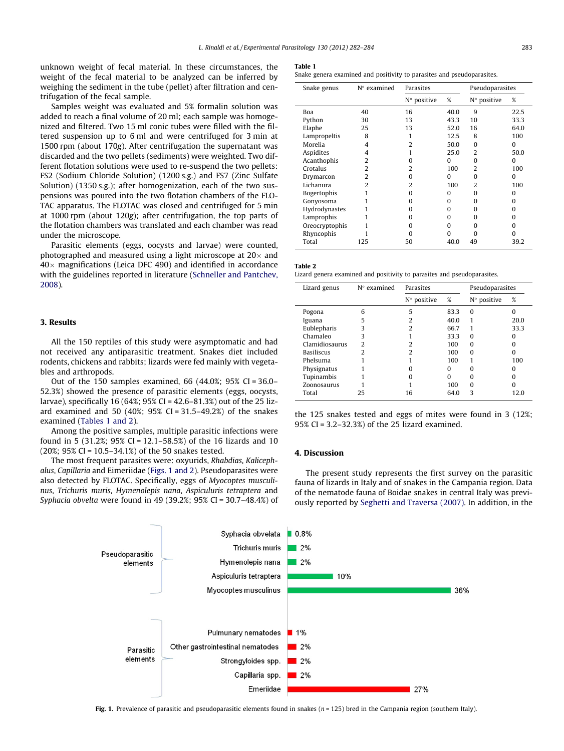unknown weight of fecal material. In these circumstances, the weight of the fecal material to be analyzed can be inferred by weighing the sediment in the tube (pellet) after filtration and centrifugation of the fecal sample.

Samples weight was evaluated and 5% formalin solution was added to reach a final volume of 20 ml; each sample was homogenized and filtered. Two 15 ml conic tubes were filled with the filtered suspension up to 6 ml and were centrifuged for 3 min at 1500 rpm (about 170g). After centrifugation the supernatant was discarded and the two pellets (sediments) were weighted. Two different flotation solutions were used to re-suspend the two pellets: FS2 (Sodium Chloride Solution) (1200 s.g.) and FS7 (Zinc Sulfate Solution) (1350 s.g.); after homogenization, each of the two suspensions was poured into the two flotation chambers of the FLOTAC apparatus. The FLOTAC was closed and centrifuged for 5 min at 1000 rpm (about 120g); after centrifugation, the top parts of the flotation chambers was translated and each chamber was read under the microscope.

Parasitic elements (eggs, oocysts and larvae) were counted, photographed and measured using a light microscope at 20× and 40× magnifications (Leica DFC 490) and identified in accordance with the guidelines reported in literature (Schneller and Pantchev, 2008).

## 3. Results

All the 150 reptiles of this study were asymptomatic and had not received any antiparasitic treatment. Snakes diet included rodents, chickens and rabbits; lizards were fed mainly with vegetables and arthropods.

Out of the 150 samples examined, 66 (44.0%; 95% CI = 36.0–52.3%) showed the presence of parasitic elements (eggs, oocysts, larvae), specifically 16 (64%; 95% CI = 42.6–81.3%) out of the 25 lizard examined and 50 (40%; 95% CI = 31.5–49.2%) of the snakes examined (Tables 1 and 2).

Among the positive samples, multiple parasitic infections were found in 5 (31.2%; 95% CI = 12.1–58.5%) of the 16 lizards and 10 (20%; 95% CI = 10.5–34.1%) of the 50 snakes tested.

The most frequent parasites were: oxyurids, *Rhabdias*, *Kalicephalus*, *Capillaria* and Eimeriidae (Figs. 1 and 2). Pseudoparasites were also detected by FLOTAC. Specifically, eggs of *Myocoptes musculinus*, *Trichuris muris*, *Hymenolepis nana*, *Aspiculuris tetraptera* and *Syphacia obvelta* were found in 49 (39.2%; 95% CI = 30.7–48.4%) of the 125 snakes tested and eggs of mites were found in 3 (12%; 95% CI = 3.2–32.3%) of the 25 lizard examined.

**Table 1**
Snake genera examined and positivity to parasites and pseudoparasites.

| Snake genus | N° examined | Parasites | | Pseudoparasites | |
|---|---|---|---|---|---|
| | | N° positive | % | N° positive | % |
| Boa | 40 | 16 | 40.0 | 9 | 22.5 |
| Python | 30 | 13 | 43.3 | 10 | 33.3 |
| Elaphe | 25 | 13 | 52.0 | 16 | 64.0 |
| Lampropeltis | 8 | 1 | 12.5 | 8 | 100 |
| Morelia | 4 | 2 | 50.0 | 0 | 0 |
| Aspidites | 4 | 1 | 25.0 | 2 | 50.0 |
| Acanthophis | 2 | 0 | 0 | 0 | 0 |
| Crotalus | 2 | 2 | 100 | 2 | 100 |
| Drymarcon | 2 | 0 | 0 | 0 | 0 |
| Lichanura | 2 | 2 | 100 | 2 | 100 |
| Bogertophis | 1 | 0 | 0 | 0 | 0 |
| Gonyosoma | 1 | 0 | 0 | 0 | 0 |
| Hydrodynastes | 1 | 0 | 0 | 0 | 0 |
| Lamprophis | 1 | 0 | 0 | 0 | 0 |
| Oreocryptophis | 1 | 0 | 0 | 0 | 0 |
| Rhyncophis | 1 | 0 | 0 | 0 | 0 |
| Total | 125 | 50 | 40.0 | 49 | 39.2 |

**Table 2**
Lizard genera examined and positivity to parasites and pseudoparasites.

| Lizard genus | N° examined | Parasites | | Pseudoparasites | |
|---|---|---|---|---|---|
| | | N° positive | % | N° positive | % |
| Pogona | 6 | 5 | 83.3 | 0 | 0 |
| Iguana | 5 | 2 | 40.0 | 1 | 20.0 |
| Eublepharis | 3 | 2 | 66.7 | 1 | 33.3 |
| Chamaleo | 3 | 1 | 33.3 | 0 | 0 |
| Clamidiosaurus | 2 | 2 | 100 | 0 | 0 |
| Basiliscus | 2 | 2 | 100 | 0 | 0 |
| Phelsuma | 1 | 1 | 100 | 1 | 100 |
| Physignatus | 1 | 0 | 0 | 0 | 0 |
| Tupinambis | 1 | 0 | 0 | 0 | 0 |
| Zoonosaurus | 1 | 1 | 100 | 0 | 0 |
| Total | 25 | 16 | 64.0 | 3 | 12.0 |

## 4. Discussion

The present study represents the first survey on the parasitic fauna of lizards in Italy and of snakes in the Campania region. Data of the nematode fauna of Boidae snakes in central Italy was previously reported by Seghetti and Traversa (2007). In addition, in the

| | Element | Prevalence |
|---|---|---|
| Pseudoparasitic elements | Syphacia obvelata | 0.8% |
| | Trichuris muris | 2% |
| | Hymenolepis nana | 2% |
| | Aspiculuris tetraptera | 10% |
| | Myocoptes musculinus | 36% |
| Parasitic elements | Pulmunary nematodes | 1% |
| | Other gastrointestinal nematodes | 2% |
| | Strongyloides spp. | 2% |
| | Capillaria spp. | 2% |
| | Emeriidae | 27% |

**Fig. 1.** Prevalence of parasitic and pseudoparasitic elements found in snakes ($n = 125$) bred in the Campania region (southern Italy).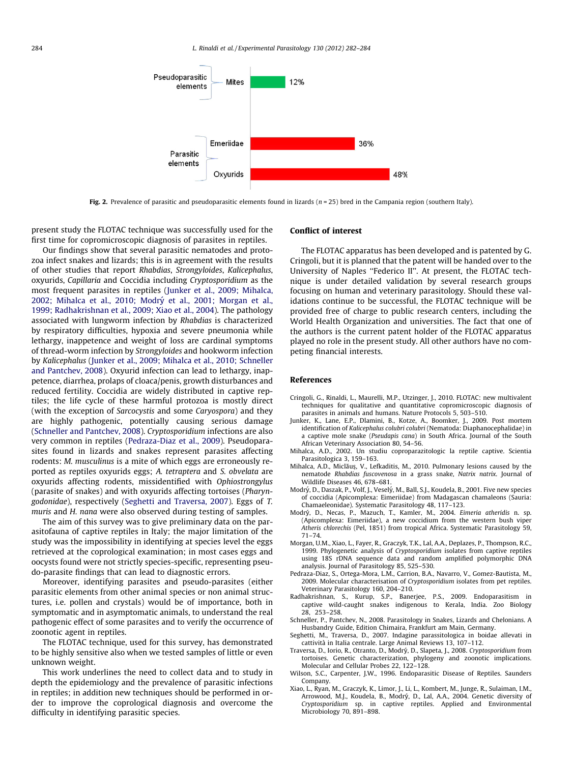Pseudoparasitic elements

Mites

12%

Parasitic elements

Emeriidae

36%

Oxyurids

48%

**Fig. 2.** Prevalence of parasitic and pseudoparasitic elements found in lizards ($n = 25$) bred in the Campania region (southern Italy).

present study the FLOTAC technique was successfully used for the first time for copromicroscopic diagnosis of parasites in reptiles.

Our findings show that several parasitic nematodes and protozoa infect snakes and lizards; this is in agreement with the results of other studies that report *Rhabdias*, *Strongyloides*, *Kalicephalus*, oxyurids, *Capillaria* and Coccidia including *Cryptosporidium* as the most frequent parasites in reptiles (Junker et al., 2009; Mihalca, 2002; Mihalca et al., 2010; Modrý et al., 2001; Morgan et al., 1999; Radhakrishnan et al., 2009; Xiao et al., 2004). The pathology associated with lungworm infection by *Rhabdias* is characterized by respiratory difficulties, hypoxia and severe pneumonia while lethargy, inappetence and weight of loss are cardinal symptoms of thread-worm infection by *Strongyloides* and hookworm infection by *Kalicephalus* (Junker et al., 2009; Mihalca et al., 2010; Schneller and Pantchev, 2008). Oxyurid infection can lead to lethargy, inappetence, diarrhea, prolaps of cloaca/penis, growth disturbances and reduced fertility. Coccidia are widely distributed in captive reptiles; the life cycle of these harmful protozoa is mostly direct (with the exception of *Sarcocystis* and some *Caryospora*) and they are highly pathogenic, potentially causing serious damage (Schneller and Pantchev, 2008). *Cryptosporidium* infections are also very common in reptiles (Pedraza-Diaz et al., 2009). Pseudoparasites found in lizards and snakes represent parasites affecting rodents: *M. musculinus* is a mite of which eggs are erroneously reported as reptiles oxyurids eggs; *A. tetraptera* and *S. obvelata* are oxyurids affecting rodents, missidentified with *Ophiostrongylus* (parasite of snakes) and with oxyurids affecting tortoises (*Pharyngodonidae*), respectively (Seghetti and Traversa, 2007). Eggs of *T. muris* and *H. nana* were also observed during testing of samples.

The aim of this survey was to give preliminary data on the parasitofauna of captive reptiles in Italy; the major limitation of the study was the impossibility in identifying at species level the eggs retrieved at the coprological examination; in most cases eggs and oocysts found were not strictly species-specific, representing pseudo-parasite findings that can lead to diagnostic errors.

Moreover, identifying parasites and pseudo-parasites (either parasitic elements from other animal species or non animal structures, i.e. pollen and crystals) would be of importance, both in symptomatic and in asymptomatic animals, to understand the real pathogenic effect of some parasites and to verify the occurrence of zoonotic agent in reptiles.

The FLOTAC technique, used for this survey, has demonstrated to be highly sensitive also when we tested samples of little or even unknown weight.

This work underlines the need to collect data and to study in depth the epidemiology and the prevalence of parasitic infections in reptiles; in addition new techniques should be performed in order to improve the coprological diagnosis and overcome the difficulty in identifying parasitic species.

## Conflict of interest

The FLOTAC apparatus has been developed and is patented by G. Cringoli, but it is planned that the patent will be handed over to the University of Naples "Federico II". At present, the FLOTAC technique is under detailed validation by several research groups focusing on human and veterinary parasitology. Should these validations continue to be successful, the FLOTAC technique will be provided free of charge to public research centers, including the World Health Organization and universities. The fact that one of the authors is the current patent holder of the FLOTAC apparatus played no role in the present study. All other authors have no competing financial interests.

## References

Cringoli, G., Rinaldi, L., Maurelli, M.P., Utzinger, J., 2010. FLOTAC: new multivalent techniques for qualitative and quantitative copromicroscopic diagnosis of parasites in animals and humans. Nature Protocols 5, 503–510.

Junker, K., Lane, E.P., Dlamini, B., Kotze, A., Boomker, J., 2009. Post mortem identification of *Kalicephalus colubri colubri* (Nematoda: Diaphanocephalidae) in a captive mole snake (*Pseudapis cana*) in South Africa. Journal of the South African Veterinary Association 80, 54–56.

Mihalca, A.D., 2002. Un studiu coproparazitologic la reptile captive. Scientia Parasitologica 3, 159–163.

Mihalca, A.D., Miclăuş, V., Lefkaditis, M., 2010. Pulmonary lesions caused by the nematode *Rhabdias fuscovenosa* in a grass snake, *Natrix natrix*. Journal of Wildlife Diseases 46, 678–681.

Modrý, D., Daszak, P., Volf, J., Veselý, M., Ball, S.J., Koudela, B., 2001. Five new species of coccidia (Apicomplexa: Eimeriidae) from Madagascan chameleons (Sauria: Chamaeleonidae). Systematic Parasitology 48, 117–123.

Modrý, D., Necas, P., Mazuch, T., Kamler, M., 2004. *Eimeria atheridis* n. sp. (Apicomplexa: Eimeriidae), a new coccidium from the western bush viper *Atheris chlorechis* (Pel, 1851) from tropical Africa. Systematic Parasitology 59, 71–74.

Morgan, U.M., Xiao, L., Fayer, R., Graczyk, T.K., Lal, A.A., Deplazes, P., Thompson, R.C., 1999. Phylogenetic analysis of *Cryptosporidium* isolates from captive reptiles using 18S rDNA sequence data and random amplified polymorphic DNA analysis. Journal of Parasitology 85, 525–530.

Pedraza-Diaz, S., Ortega-Mora, L.M., Carrion, B.A., Navarro, V., Gomez-Bautista, M., 2009. Molecular characterisation of *Cryptosporidium* isolates from pet reptiles. Veterinary Parasitology 160, 204–210.

Radhakrishnan, S., Kurup, S.P., Banerjee, P.S., 2009. Endoparasitism in captive wild-caught snakes indigenous to Kerala, India. Zoo Biology 28, 253–258.

Schneller, P., Pantchev, N., 2008. Parasitology in Snakes, Lizards and Chelonians. A Husbandry Guide, Edition Chimaira, Frankfurt am Main, Germany.

Seghetti, M., Traversa, D., 2007. Indagine parassitologica in boidae allevati in cattività in Italia centrale. Large Animal Reviews 13, 107–112.

Traversa, D., Iorio, R., Otranto, D., Modrý, D., Slapeta, J., 2008. *Cryptosporidium* from tortoises. Genetic characterization, phylogeny and zoonotic implications. Molecular and Cellular Probes 22, 122–128.

Wilson, S.C., Carpenter, J.W., 1996. Endoparasitic Disease of Reptiles. Saunders Company.

Xiao, L., Ryan, M., Graczyk, K., Limor, J., Li, L., Kombert, M., Junge, R., Sulaiman, I.M., Arrowood, M.J., Koudela, B., Modrý, D., Lal, A.A., 2004. Genetic diversity of *Cryptosporidium* sp. in captive reptiles. Applied and Environmental Microbiology 70, 891–898.